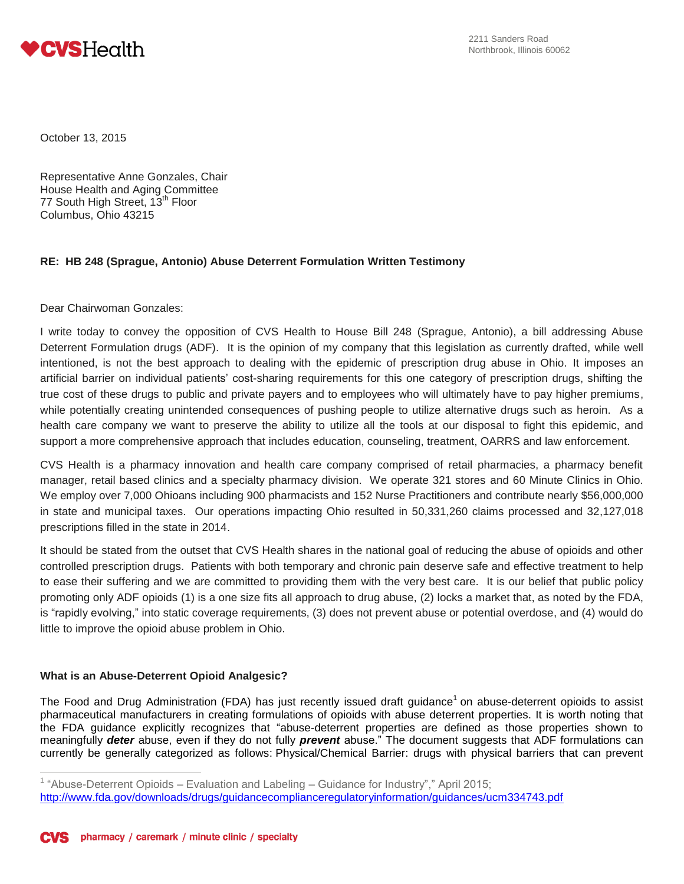**CVSHealth**

2211 Sanders Road
Northbrook, Illinois 60062

October 13, 2015

Representative Anne Gonzales, Chair
House Health and Aging Committee
77 South High Street, 13th Floor
Columbus, Ohio 43215

**RE: HB 248 (Sprague, Antonio) Abuse Deterrent Formulation Written Testimony**

Dear Chairwoman Gonzales:

I write today to convey the opposition of CVS Health to House Bill 248 (Sprague, Antonio), a bill addressing Abuse Deterrent Formulation drugs (ADF). It is the opinion of my company that this legislation as currently drafted, while well intentioned, is not the best approach to dealing with the epidemic of prescription drug abuse in Ohio. It imposes an artificial barrier on individual patients' cost-sharing requirements for this one category of prescription drugs, shifting the true cost of these drugs to public and private payers and to employees who will ultimately have to pay higher premiums, while potentially creating unintended consequences of pushing people to utilize alternative drugs such as heroin. As a health care company we want to preserve the ability to utilize all the tools at our disposal to fight this epidemic, and support a more comprehensive approach that includes education, counseling, treatment, OARRS and law enforcement.

CVS Health is a pharmacy innovation and health care company comprised of retail pharmacies, a pharmacy benefit manager, retail based clinics and a specialty pharmacy division. We operate 321 stores and 60 Minute Clinics in Ohio. We employ over 7,000 Ohioans including 900 pharmacists and 152 Nurse Practitioners and contribute nearly $56,000,000 in state and municipal taxes. Our operations impacting Ohio resulted in 50,331,260 claims processed and 32,127,018 prescriptions filled in the state in 2014.

It should be stated from the outset that CVS Health shares in the national goal of reducing the abuse of opioids and other controlled prescription drugs. Patients with both temporary and chronic pain deserve safe and effective treatment to help to ease their suffering and we are committed to providing them with the very best care. It is our belief that public policy promoting only ADF opioids (1) is a one size fits all approach to drug abuse, (2) locks a market that, as noted by the FDA, is "rapidly evolving," into static coverage requirements, (3) does not prevent abuse or potential overdose, and (4) would do little to improve the opioid abuse problem in Ohio.

**What is an Abuse-Deterrent Opioid Analgesic?**

The Food and Drug Administration (FDA) has just recently issued draft guidance[1] on abuse-deterrent opioids to assist pharmaceutical manufacturers in creating formulations of opioids with abuse deterrent properties. It is worth noting that the FDA guidance explicitly recognizes that "abuse-deterrent properties are defined as those properties shown to meaningfully ***deter*** abuse, even if they do not fully ***prevent*** abuse." The document suggests that ADF formulations can currently be generally categorized as follows: Physical/Chemical Barrier: drugs with physical barriers that can prevent

[1] "Abuse-Deterrent Opioids – Evaluation and Labeling – Guidance for Industry"," April 2015; http://www.fda.gov/downloads/drugs/guidancecomplianceregulatoryinformation/guidances/ucm334743.pdf

**CVS** pharmacy / caremark / minute clinic / specialty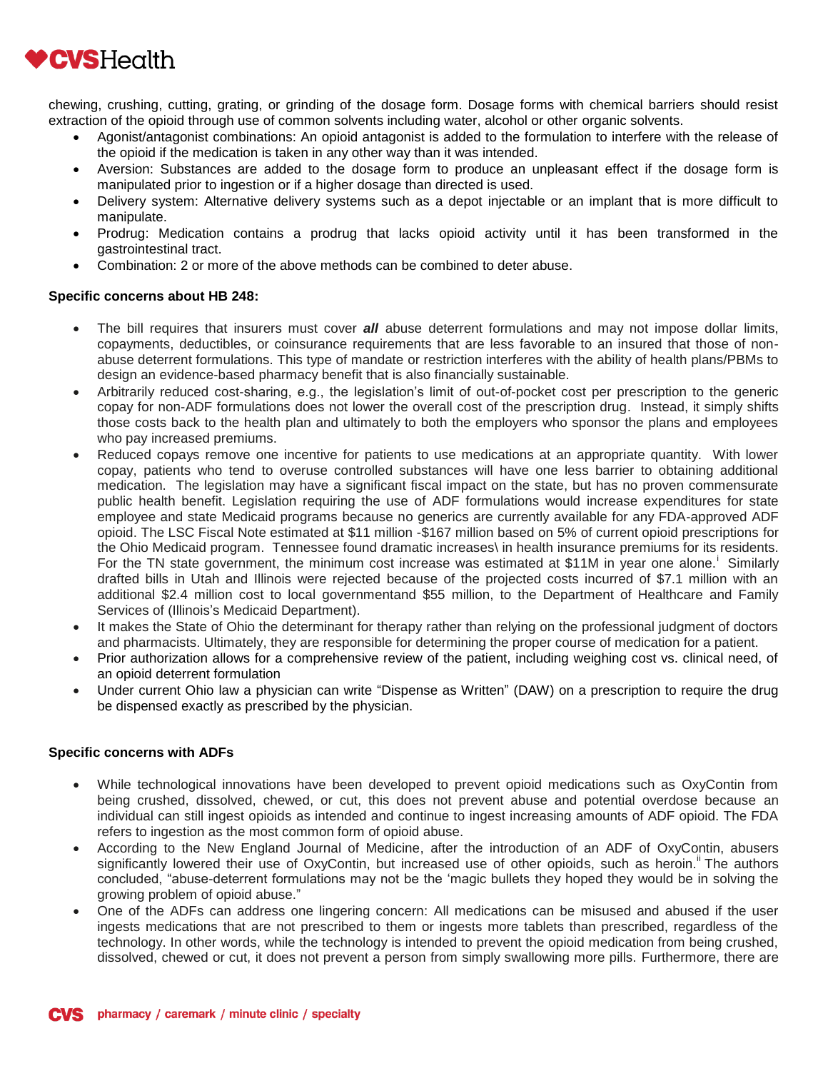chewing, crushing, cutting, grating, or grinding of the dosage form. Dosage forms with chemical barriers should resist extraction of the opioid through use of common solvents including water, alcohol or other organic solvents.

- Agonist/antagonist combinations: An opioid antagonist is added to the formulation to interfere with the release of the opioid if the medication is taken in any other way than it was intended.
- Aversion: Substances are added to the dosage form to produce an unpleasant effect if the dosage form is manipulated prior to ingestion or if a higher dosage than directed is used.
- Delivery system: Alternative delivery systems such as a depot injectable or an implant that is more difficult to manipulate.
- Prodrug: Medication contains a prodrug that lacks opioid activity until it has been transformed in the gastrointestinal tract.
- Combination: 2 or more of the above methods can be combined to deter abuse.

**Specific concerns about HB 248:**

- The bill requires that insurers must cover ***all*** abuse deterrent formulations and may not impose dollar limits, copayments, deductibles, or coinsurance requirements that are less favorable to an insured that those of non-abuse deterrent formulations. This type of mandate or restriction interferes with the ability of health plans/PBMs to design an evidence-based pharmacy benefit that is also financially sustainable.
- Arbitrarily reduced cost-sharing, e.g., the legislation's limit of out-of-pocket cost per prescription to the generic copay for non-ADF formulations does not lower the overall cost of the prescription drug. Instead, it simply shifts those costs back to the health plan and ultimately to both the employers who sponsor the plans and employees who pay increased premiums.
- Reduced copays remove one incentive for patients to use medications at an appropriate quantity. With lower copay, patients who tend to overuse controlled substances will have one less barrier to obtaining additional medication. The legislation may have a significant fiscal impact on the state, but has no proven commensurate public health benefit. Legislation requiring the use of ADF formulations would increase expenditures for state employee and state Medicaid programs because no generics are currently available for any FDA-approved ADF opioid. The LSC Fiscal Note estimated at $11 million -$167 million based on 5% of current opioid prescriptions for the Ohio Medicaid program. Tennessee found dramatic increases\ in health insurance premiums for its residents. For the TN state government, the minimum cost increase was estimated at $11M in year one alone.[i] Similarly drafted bills in Utah and Illinois were rejected because of the projected costs incurred of $7.1 million with an additional $2.4 million cost to local governmentand $55 million, to the Department of Healthcare and Family Services of (Illinois's Medicaid Department).
- It makes the State of Ohio the determinant for therapy rather than relying on the professional judgment of doctors and pharmacists. Ultimately, they are responsible for determining the proper course of medication for a patient.
- Prior authorization allows for a comprehensive review of the patient, including weighing cost vs. clinical need, of an opioid deterrent formulation
- Under current Ohio law a physician can write "Dispense as Written" (DAW) on a prescription to require the drug be dispensed exactly as prescribed by the physician.

**Specific concerns with ADFs**

- While technological innovations have been developed to prevent opioid medications such as OxyContin from being crushed, dissolved, chewed, or cut, this does not prevent abuse and potential overdose because an individual can still ingest opioids as intended and continue to ingest increasing amounts of ADF opioid. The FDA refers to ingestion as the most common form of opioid abuse.
- According to the New England Journal of Medicine, after the introduction of an ADF of OxyContin, abusers significantly lowered their use of OxyContin, but increased use of other opioids, such as heroin.[ii] The authors concluded, "abuse-deterrent formulations may not be the 'magic bullets they hoped they would be in solving the growing problem of opioid abuse."
- One of the ADFs can address one lingering concern: All medications can be misused and abused if the user ingests medications that are not prescribed to them or ingests more tablets than prescribed, regardless of the technology. In other words, while the technology is intended to prevent the opioid medication from being crushed, dissolved, chewed or cut, it does not prevent a person from simply swallowing more pills. Furthermore, there are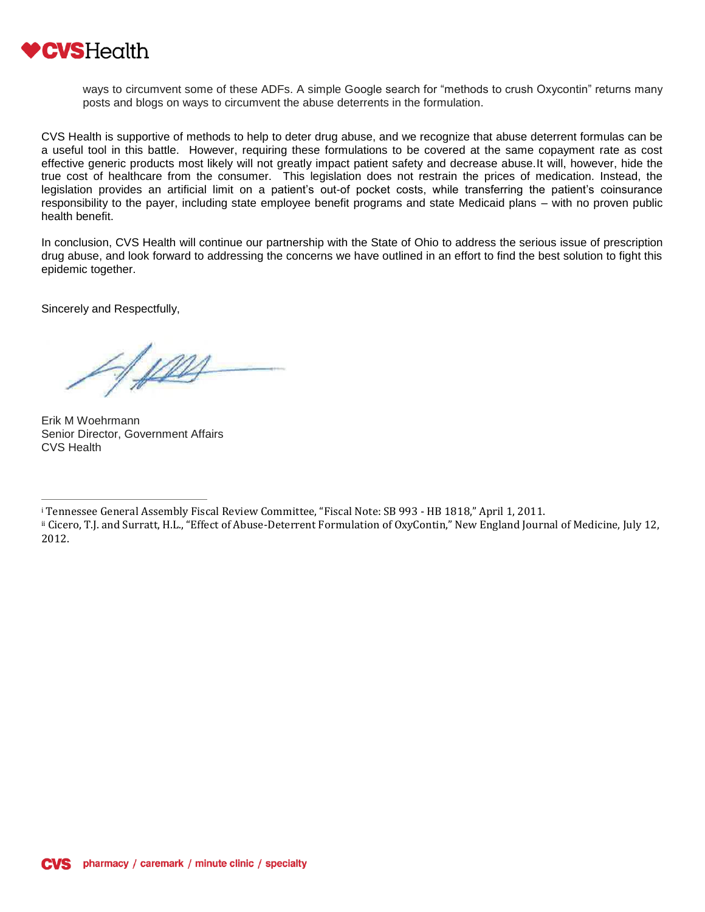ways to circumvent some of these ADFs. A simple Google search for “methods to crush Oxycontin” returns many posts and blogs on ways to circumvent the abuse deterrents in the formulation.

CVS Health is supportive of methods to help to deter drug abuse, and we recognize that abuse deterrent formulas can be a useful tool in this battle. However, requiring these formulations to be covered at the same copayment rate as cost effective generic products most likely will not greatly impact patient safety and decrease abuse.It will, however, hide the true cost of healthcare from the consumer. This legislation does not restrain the prices of medication. Instead, the legislation provides an artificial limit on a patient’s out-of pocket costs, while transferring the patient’s coinsurance responsibility to the payer, including state employee benefit programs and state Medicaid plans – with no proven public health benefit.

In conclusion, CVS Health will continue our partnership with the State of Ohio to address the serious issue of prescription drug abuse, and look forward to addressing the concerns we have outlined in an effort to find the best solution to fight this epidemic together.

Sincerely and Respectfully,

Erik M Woehrmann
Senior Director, Government Affairs
CVS Health

---

[i] Tennessee General Assembly Fiscal Review Committee, “Fiscal Note: SB 993 - HB 1818,” April 1, 2011.
[ii] Cicero, T.J. and Surratt, H.L., “Effect of Abuse-Deterrent Formulation of OxyContin,” New England Journal of Medicine, July 12, 2012.